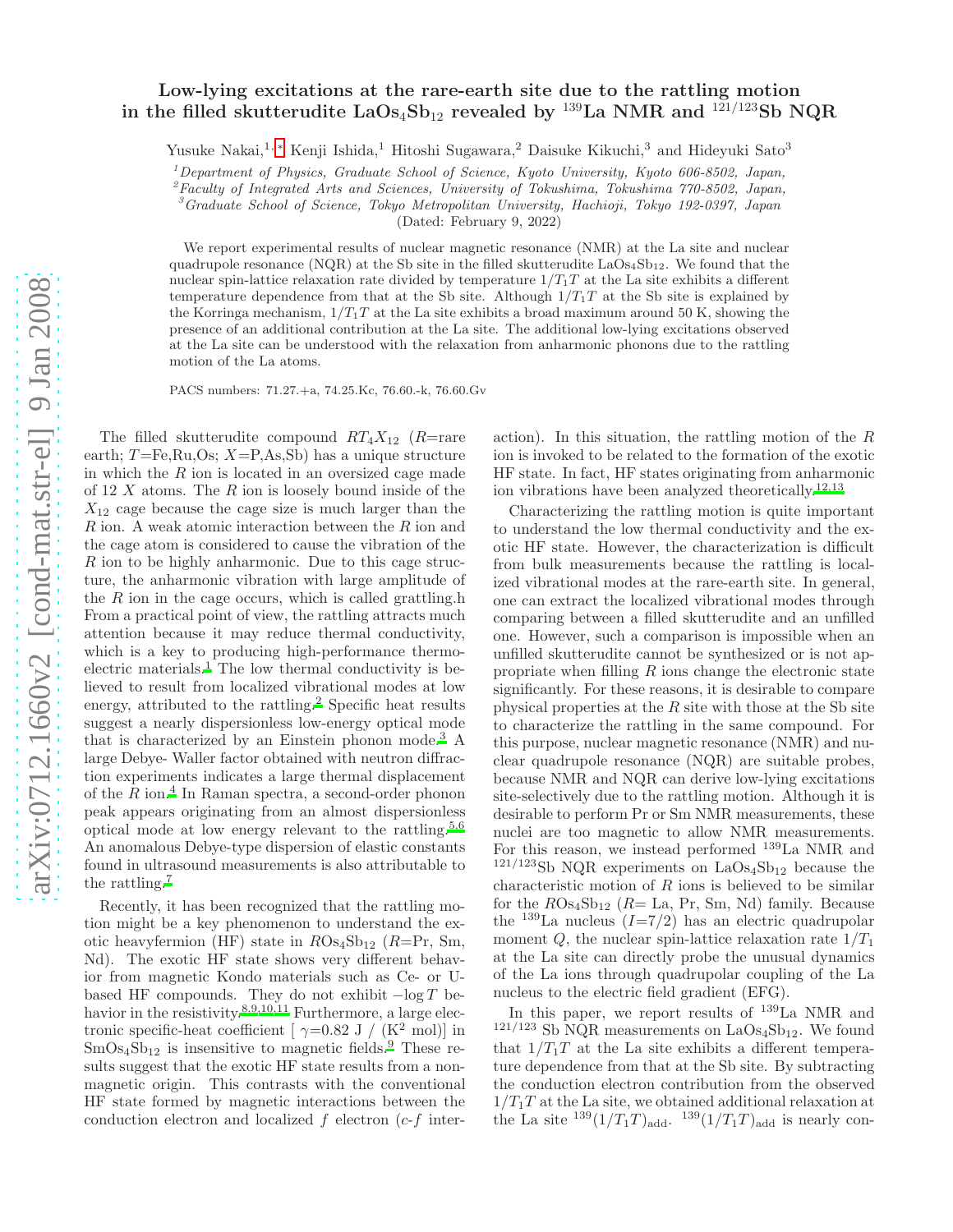# Low-lying excitations at the rare-earth site due to the rattling motion in the filled skutterudite $LaOs_4Sb_{12}$ revealed by $^{139}$La NMR and $^{121/123}$Sb NQR

Yusuke Nakai,[1,*] Kenji Ishida,[1] Hitoshi Sugawara,[2] Daisuke Kikuchi,[3] and Hideyuki Sato[3]

[1]*Department of Physics, Graduate School of Science, Kyoto University, Kyoto 606-8502, Japan,*
[2]*Faculty of Integrated Arts and Sciences, University of Tokushima, Tokushima 770-8502, Japan,*
[3]*Graduate School of Science, Tokyo Metropolitan University, Hachioji, Tokyo 192-0397, Japan*

(Dated: February 9, 2022)

We report experimental results of nuclear magnetic resonance (NMR) at the La site and nuclear quadrupole resonance (NQR) at the Sb site in the filled skutterudite $LaOs_4Sb_{12}$. We found that the nuclear spin-lattice relaxation rate divided by temperature $1/T_1T$ at the La site exhibits a different temperature dependence from that at the Sb site. Although $1/T_1T$ at the Sb site is explained by the Korringa mechanism, $1/T_1T$ at the La site exhibits a broad maximum around 50 K, showing the presence of an additional contribution at the La site. The additional low-lying excitations observed at the La site can be understood with the relaxation from anharmonic phonons due to the rattling motion of the La atoms.

PACS numbers: 71.27.+a, 74.25.Kc, 76.60.-k, 76.60.Gv

The filled skutterudite compound $RT_4X_{12}$ ($R$=rare earth; $T$=Fe,Ru,Os; $X$=P,As,Sb) has a unique structure in which the $R$ ion is located in an oversized cage made of 12 $X$ atoms. The $R$ ion is loosely bound inside of the $X_{12}$ cage because the cage size is much larger than the $R$ ion. A weak atomic interaction between the $R$ ion and the cage atom is considered to cause the vibration of the $R$ ion to be highly anharmonic. Due to this cage structure, the anharmonic vibration with large amplitude of the $R$ ion in the cage occurs, which is called grattling.h From a practical point of view, the rattling attracts much attention because it may reduce thermal conductivity, which is a key to producing high-performance thermoelectric materials.[1] The low thermal conductivity is believed to result from localized vibrational modes at low energy, attributed to the rattling.[2] Specific heat results suggest a nearly dispersionless low-energy optical mode that is characterized by an Einstein phonon mode.[3] A large Debye- Waller factor obtained with neutron diffraction experiments indicates a large thermal displacement of the $R$ ion.[4] In Raman spectra, a second-order phonon peak appears originating from an almost dispersionless optical mode at low energy relevant to the rattling.[5,6] An anomalous Debye-type dispersion of elastic constants found in ultrasound measurements is also attributable to the rattling.[7]

Recently, it has been recognized that the rattling motion might be a key phenomenon to understand the exotic heavyfermion (HF) state in $ROs_4Sb_{12}$ ($R$=Pr, Sm, Nd). The exotic HF state shows very different behavior from magnetic Kondo materials such as Ce- or U-based HF compounds. They do not exhibit $-\log T$ behavior in the resistivity.[8,9,10,11] Furthermore, a large electronic specific-heat coefficient [ $\gamma$=0.82 J / (K$^2$ mol)] in $SmOs_4Sb_{12}$ is insensitive to magnetic fields.[9] These results suggest that the exotic HF state results from a nonmagnetic origin. This contrasts with the conventional HF state formed by magnetic interactions between the conduction electron and localized $f$ electron ($c$-$f$ interaction). In this situation, the rattling motion of the $R$ ion is invoked to be related to the formation of the exotic HF state. In fact, HF states originating from anharmonic ion vibrations have been analyzed theoretically.[12,13]

Characterizing the rattling motion is quite important to understand the low thermal conductivity and the exotic HF state. However, the characterization is difficult from bulk measurements because the rattling is localized vibrational modes at the rare-earth site. In general, one can extract the localized vibrational modes through comparing between a filled skutterudite and an unfilled one. However, such a comparison is impossible when an unfilled skutterudite cannot be synthesized or is not appropriate when filling $R$ ions change the electronic state significantly. For these reasons, it is desirable to compare physical properties at the $R$ site with those at the Sb site to characterize the rattling in the same compound. For this purpose, nuclear magnetic resonance (NMR) and nuclear quadrupole resonance (NQR) are suitable probes, because NMR and NQR can derive low-lying excitations site-selectively due to the rattling motion. Although it is desirable to perform Pr or Sm NMR measurements, these nuclei are too magnetic to allow NMR measurements. For this reason, we instead performed $^{139}$La NMR and $^{121/123}$Sb NQR experiments on $LaOs_4Sb_{12}$ because the characteristic motion of $R$ ions is believed to be similar for the $ROs_4Sb_{12}$ ($R$= La, Pr, Sm, Nd) family. Because the $^{139}$La nucleus ($I$=7/2) has an electric quadrupolar moment $Q$, the nuclear spin-lattice relaxation rate $1/T_1$ at the La site can directly probe the unusual dynamics of the La ions through quadrupolar coupling of the La nucleus to the electric field gradient (EFG).

In this paper, we report results of $^{139}$La NMR and $^{121/123}$ Sb NQR measurements on $LaOs_4Sb_{12}$. We found that $1/T_1T$ at the La site exhibits a different temperature dependence from that at the Sb site. By subtracting the conduction electron contribution from the observed $1/T_1T$ at the La site, we obtained additional relaxation at the La site $^{139}(1/T_1T)_{\rm add}$. $^{139}(1/T_1T)_{\rm add}$ is nearly con-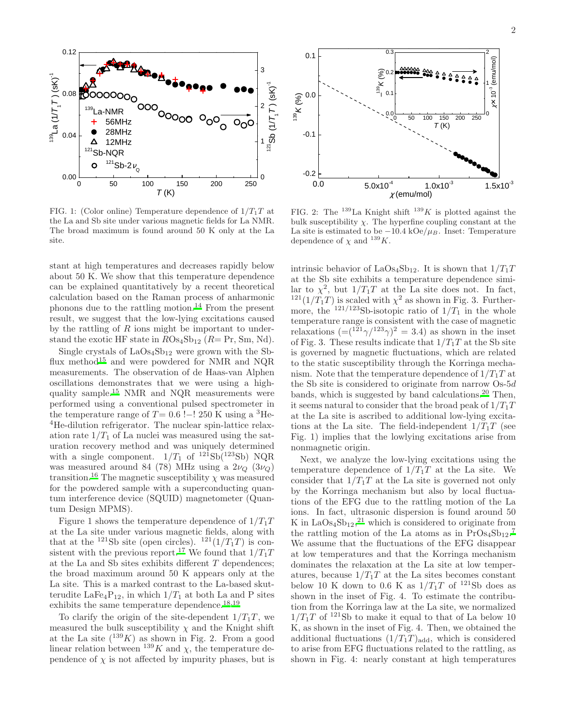FIG. 1: (Color online) Temperature dependence of $1/T_1T$ at the La and Sb site under various magnetic fields for La NMR. The broad maximum is found around 50 K only at the La site.

FIG. 2: The $^{139}$La Knight shift $^{139}K$ is plotted against the bulk susceptibility $\chi$. The hyperfine coupling constant at the La site is estimated to be $-10.4$ kOe/$\mu_B$. Inset: Temperature dependence of $\chi$ and $^{139}K$.

stant at high temperatures and decreases rapidly below about 50 K. We show that this temperature dependence can be explained quantitatively by a recent theoretical calculation based on the Raman process of anharmonic phonons due to the rattling motion.[14] From the present result, we suggest that the low-lying excitations caused by the rattling of $R$ ions might be important to understand the exotic HF state in $R$Os$_4$Sb$_{12}$ ($R$= Pr, Sm, Nd).

Single crystals of LaOs$_4$Sb$_{12}$ were grown with the Sb-flux method[15] and were powdered for NMR and NQR measurements. The observation of de Haas-van Alphen oscillations demonstrates that we were using a high-quality sample.[15] NMR and NQR measurements were performed using a conventional pulsed spectrometer in the temperature range of $T$= 0.6 !−! 250 K using a $^3$He-$^4$He-dilution refrigerator. The nuclear spin-lattice relaxation rate $1/T_1$ of La nuclei was measured using the saturation recovery method and was uniquely determined with a single component. $1/T_1$ of $^{121}$Sb($^{123}$Sb) NQR was measured around 84 (78) MHz using a $2\nu_Q$ ($3\nu_Q$) transition.[16] The magnetic susceptibility $\chi$ was measured for the powdered sample with a superconducting quantum interference device (SQUID) magnetometer (Quantum Design MPMS).

Figure 1 shows the temperature dependence of $1/T_1T$ at the La site under various magnetic fields, along with that at the $^{121}$Sb site (open circles). $^{121}(1/T_1T)$ is consistent with the previous report.[17] We found that $1/T_1T$ at the La and Sb sites exhibits different $T$ dependences; the broad maximum around 50 K appears only at the La site. This is a marked contrast to the La-based skutterudite LaFe$_4$P$_{12}$, in which $1/T_1$ at both La and P sites exhibits the same temperature dependence.[18,19]

To clarify the origin of the site-dependent $1/T_1T$, we measured the bulk susceptibility $\chi$ and the Knight shift at the La site ($^{139}K$) as shown in Fig. 2. From a good linear relation between $^{139}K$ and $\chi$, the temperature dependence of $\chi$ is not affected by impurity phases, but is intrinsic behavior of LaOs$_4$Sb$_{12}$. It is shown that $1/T_1T$ at the Sb site exhibits a temperature dependence similar to $\chi^2$, but $1/T_1T$ at the La site does not. In fact, $^{121}(1/T_1T)$ is scaled with $\chi^2$ as shown in Fig. 3. Furthermore, the $^{121/123}$Sb-isotopic ratio of $1/T_1$ in the whole temperature range is consistent with the case of magnetic relaxations ($=(^{121}\gamma/^{123}\gamma)^2 = 3.4$) as shown in the inset of Fig. 3. These results indicate that $1/T_1T$ at the Sb site is governed by magnetic fluctuations, which are related to the static susceptibility through the Korringa mechanism. Note that the temperature dependence of $1/T_1T$ at the Sb site is considered to originate from narrow Os-5$d$ bands, which is suggested by band calculations.[20] Then, it seems natural to consider that the broad peak of $1/T_1T$ at the La site is ascribed to additional low-lying excitations at the La site. The field-independent $1/T_1T$ (see Fig. 1) implies that the lowlying excitations arise from nonmagnetic origin.

Next, we analyze the low-lying excitations using the temperature dependence of $1/T_1T$ at the La site. We consider that $1/T_1T$ at the La site is governed not only by the Korringa mechanism but also by local fluctuations of the EFG due to the rattling motion of the La ions. In fact, ultrasonic dispersion is found around 50 K in LaOs$_4$Sb$_{12}$,[21] which is considered to originate from the rattling motion of the La atoms as in PrOs$_4$Sb$_{12}$.[7] We assume that the fluctuations of the EFG disappear at low temperatures and that the Korringa mechanism dominates the relaxation at the La site at low temperatures, because $1/T_1T$ at the La sites becomes constant below 10 K down to 0.6 K as $1/T_1T$ of $^{121}$Sb does as shown in the inset of Fig. 4. To estimate the contribution from the Korringa law at the La site, we normalized $1/T_1T$ of $^{121}$Sb to make it equal to that of La below 10 K, as shown in the inset of Fig. 4. Then, we obtained the additional fluctuations $(1/T_1T)_{\rm add}$, which is considered to arise from EFG fluctuations related to the rattling, as shown in Fig. 4: nearly constant at high temperatures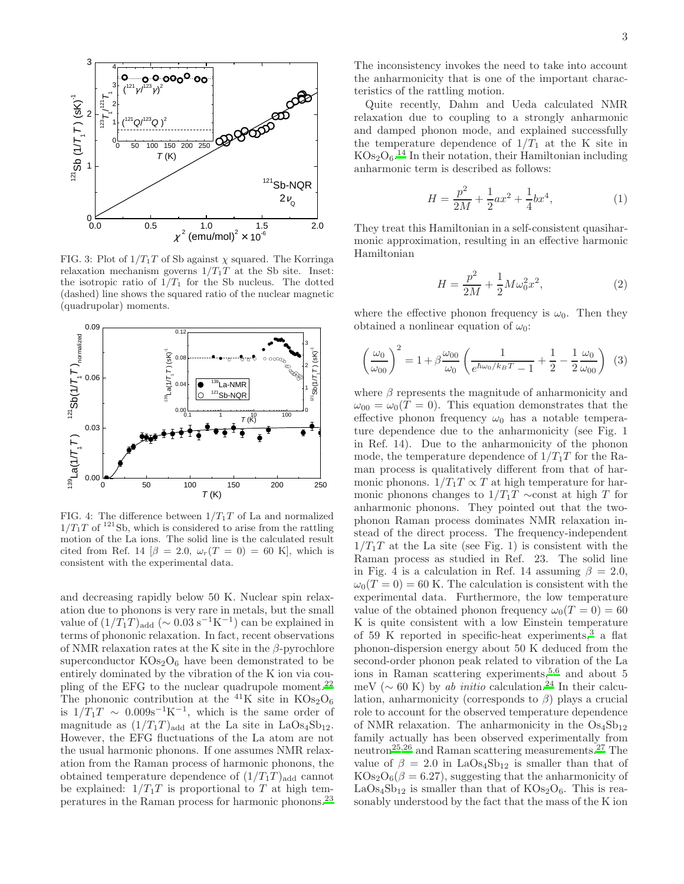FIG. 3: Plot of $1/T_1T$ of Sb against $\chi$ squared. The Korringa relaxation mechanism governs $1/T_1T$ at the Sb site. Inset: the isotropic ratio of $1/T_1$ for the Sb nucleus. The dotted (dashed) line shows the squared ratio of the nuclear magnetic (quadrupolar) moments.

FIG. 4: The difference between $1/T_1T$ of La and normalized $1/T_1T$ of $^{121}$Sb, which is considered to arise from the rattling motion of the La ions. The solid line is the calculated result cited from Ref. 14 [$\beta = 2.0$, $\omega_r(T = 0) = 60$ K], which is consistent with the experimental data.

and decreasing rapidly below 50 K. Nuclear spin relaxation due to phonons is very rare in metals, but the small value of $(1/T_1T)_{\rm add}$ ($\sim 0.03\ {\rm s^{-1}K^{-1}}$) can be explained in terms of phononic relaxation. In fact, recent observations of NMR relaxation rates at the K site in the $\beta$-pyrochlore superconductor $KOs_2O_6$ have been demonstrated to be entirely dominated by the vibration of the K ion via coupling of the EFG to the nuclear quadrupole moment.[22] The phononic contribution at the $^{41}$K site in $KOs_2O_6$ is $1/T_1T \sim 0.009{\rm s^{-1}K^{-1}}$, which is the same order of magnitude as $(1/T_1T)_{\rm add}$ at the La site in $LaOs_4Sb_{12}$. However, the EFG fluctuations of the La atom are not the usual harmonic phonons. If one assumes NMR relaxation from the Raman process of harmonic phonons, the obtained temperature dependence of $(1/T_1T)_{\rm add}$ cannot be explained: $1/T_1T$ is proportional to $T$ at high temperatures in the Raman process for harmonic phonons.[23] The inconsistency invokes the need to take into account the anharmonicity that is one of the important characteristics of the rattling motion.

Quite recently, Dahm and Ueda calculated NMR relaxation due to coupling to a strongly anharmonic and damped phonon mode, and explained successfully the temperature dependence of $1/T_1$ at the K site in $KOs_2O_6$.[14] In their notation, their Hamiltonian including anharmonic term is described as follows:

$$H = \frac{p^2}{2M} + \frac{1}{2}ax^2 + \frac{1}{4}bx^4, \tag{1}$$

They treat this Hamiltonian in a self-consistent quasiharmonic approximation, resulting in an effective harmonic Hamiltonian

$$H = \frac{p^2}{2M} + \frac{1}{2}M\omega_0^2x^2, \tag{2}$$

where the effective phonon frequency is $\omega_0$. Then they obtained a nonlinear equation of $\omega_0$:

$$\left(\frac{\omega_0}{\omega_{00}}\right)^2 = 1 + \beta\frac{\omega_{00}}{\omega_0}\left(\frac{1}{e^{\hbar\omega_0/k_BT}-1} + \frac{1}{2} - \frac{1}{2}\frac{\omega_0}{\omega_{00}}\right) \tag{3}$$

where $\beta$ represents the magnitude of anharmonicity and $\omega_{00} = \omega_0(T = 0)$. This equation demonstrates that the effective phonon frequency $\omega_0$ has a notable temperature dependence due to the anharmonicity (see Fig. 1 in Ref. 14). Due to the anharmonicity of the phonon mode, the temperature dependence of $1/T_1T$ for the Raman process is qualitatively different from that of harmonic phonons. $1/T_1T \propto T$ at high temperature for harmonic phonons changes to $1/T_1T \sim$const at high $T$ for anharmonic phonons. They pointed out that the two-phonon Raman process dominates NMR relaxation instead of the direct process. The frequency-independent $1/T_1T$ at the La site (see Fig. 1) is consistent with the Raman process as studied in Ref. 23. The solid line in Fig. 4 is a calculation in Ref. 14 assuming $\beta = 2.0$, $\omega_0(T = 0) = 60$ K. The calculation is consistent with the experimental data. Furthermore, the low temperature value of the obtained phonon frequency $\omega_0(T = 0) = 60$ K is quite consistent with a low Einstein temperature of 59 K reported in specific-heat experiments,[3] a flat phonon-dispersion energy about 50 K deduced from the second-order phonon peak related to vibration of the La ions in Raman scattering experiments,[5,6] and about 5 meV ($\sim$ 60 K) by *ab initio* calculation.[24] In their calculation, anharmonicity (corresponds to $\beta$) plays a crucial role to account for the observed temperature dependence of NMR relaxation. The anharmonicity in the $Os_4Sb_{12}$ family actually has been observed experimentally from neutron[25,26] and Raman scattering measurements.[27] The value of $\beta = 2.0$ in $LaOs_4Sb_{12}$ is smaller than that of $KOs_2O_6$($\beta = 6.27$), suggesting that the anharmonicity of $LaOs_4Sb_{12}$ is smaller than that of $KOs_2O_6$. This is reasonably understood by the fact that the mass of the K ion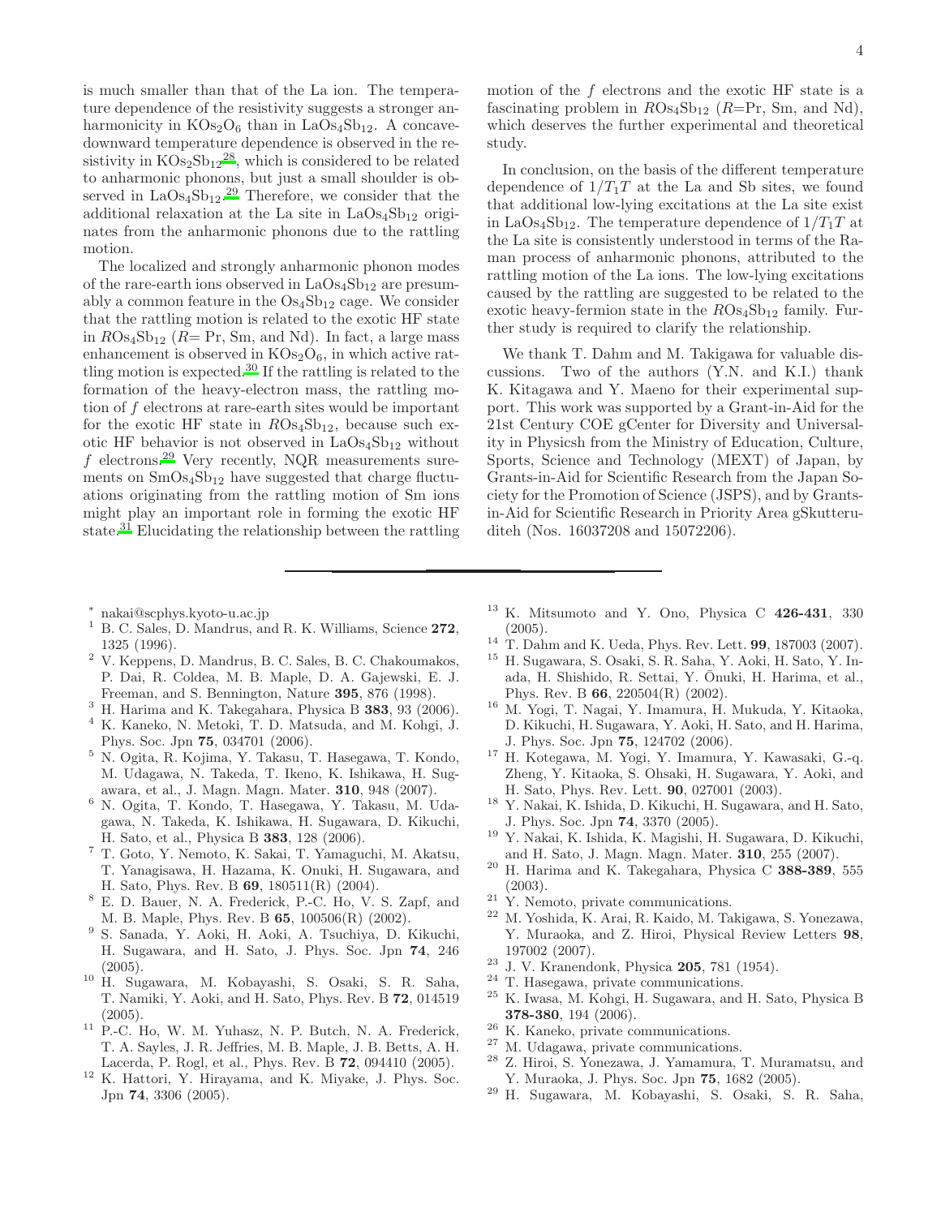is much smaller than that of the La ion. The temperature dependence of the resistivity suggests a stronger anharmonicity in $KOs_2O_6$ than in $LaOs_4Sb_{12}$. A concave-downward temperature dependence is observed in the resistivity in $KOs_2Sb_{12}$[28], which is considered to be related to anharmonic phonons, but just a small shoulder is observed in $LaOs_4Sb_{12}$.[29] Therefore, we consider that the additional relaxation at the La site in $LaOs_4Sb_{12}$ originates from the anharmonic phonons due to the rattling motion.

The localized and strongly anharmonic phonon modes of the rare-earth ions observed in $LaOs_4Sb_{12}$ are presumably a common feature in the $Os_4Sb_{12}$ cage. We consider that the rattling motion is related to the exotic HF state in $ROs_4Sb_{12}$ ($R$= Pr, Sm, and Nd). In fact, a large mass enhancement is observed in $KOs_2O_6$, in which active rattling motion is expected.[30] If the rattling is related to the formation of the heavy-electron mass, the rattling motion of $f$ electrons at rare-earth sites would be important for the exotic HF state in $ROs_4Sb_{12}$, because such exotic HF behavior is not observed in $LaOs_4Sb_{12}$ without $f$ electrons.[29] Very recently, NQR measurements surements on $SmOs_4Sb_{12}$ have suggested that charge fluctuations originating from the rattling motion of Sm ions might play an important role in forming the exotic HF state.[31] Elucidating the relationship between the rattling motion of the $f$ electrons and the exotic HF state is a fascinating problem in $ROs_4Sb_{12}$ ($R$=Pr, Sm, and Nd), which deserves the further experimental and theoretical study.

In conclusion, on the basis of the different temperature dependence of $1/T_1T$ at the La and Sb sites, we found that additional low-lying excitations at the La site exist in $LaOs_4Sb_{12}$. The temperature dependence of $1/T_1T$ at the La site is consistently understood in terms of the Raman process of anharmonic phonons, attributed to the rattling motion of the La ions. The low-lying excitations caused by the rattling are suggested to be related to the exotic heavy-fermion state in the $ROs_4Sb_{12}$ family. Further study is required to clarify the relationship.

We thank T. Dahm and M. Takigawa for valuable discussions. Two of the authors (Y.N. and K.I.) thank K. Kitagawa and Y. Maeno for their experimental support. This work was supported by a Grant-in-Aid for the 21st Century COE gCenter for Diversity and Universality in Physicsh from the Ministry of Education, Culture, Sports, Science and Technology (MEXT) of Japan, by Grants-in-Aid for Scientific Research from the Japan Society for the Promotion of Science (JSPS), and by Grants-in-Aid for Scientific Research in Priority Area gSkutteruditeh (Nos. 16037208 and 15072206).

---

* nakai@scphys.kyoto-u.ac.jp

1. B. C. Sales, D. Mandrus, and R. K. Williams, Science **272**, 1325 (1996).
2. V. Keppens, D. Mandrus, B. C. Sales, B. C. Chakoumakos, P. Dai, R. Coldea, M. B. Maple, D. A. Gajewski, E. J. Freeman, and S. Bennington, Nature **395**, 876 (1998).
3. H. Harima and K. Takegahara, Physica B **383**, 93 (2006).
4. K. Kaneko, N. Metoki, T. D. Matsuda, and M. Kohgi, J. Phys. Soc. Jpn **75**, 034701 (2006).
5. N. Ogita, R. Kojima, Y. Takasu, T. Hasegawa, T. Kondo, M. Udagawa, N. Takeda, T. Ikeno, K. Ishikawa, H. Sugawara, et al., J. Magn. Magn. Mater. **310**, 948 (2007).
6. N. Ogita, T. Kondo, T. Hasegawa, Y. Takasu, M. Udagawa, N. Takeda, K. Ishikawa, H. Sugawara, D. Kikuchi, H. Sato, et al., Physica B **383**, 128 (2006).
7. T. Goto, Y. Nemoto, K. Sakai, T. Yamaguchi, M. Akatsu, T. Yanagisawa, H. Hazama, K. Onuki, H. Sugawara, and H. Sato, Phys. Rev. B **69**, 180511(R) (2004).
8. E. D. Bauer, N. A. Frederick, P.-C. Ho, V. S. Zapf, and M. B. Maple, Phys. Rev. B **65**, 100506(R) (2002).
9. S. Sanada, Y. Aoki, H. Aoki, A. Tsuchiya, D. Kikuchi, H. Sugawara, and H. Sato, J. Phys. Soc. Jpn **74**, 246 (2005).
10. H. Sugawara, M. Kobayashi, S. Osaki, S. R. Saha, T. Namiki, Y. Aoki, and H. Sato, Phys. Rev. B **72**, 014519 (2005).
11. P.-C. Ho, W. M. Yuhasz, N. P. Butch, N. A. Frederick, T. A. Sayles, J. R. Jeffries, M. B. Maple, J. B. Betts, A. H. Lacerda, P. Rogl, et al., Phys. Rev. B **72**, 094410 (2005).
12. K. Hattori, Y. Hirayama, and K. Miyake, J. Phys. Soc. Jpn **74**, 3306 (2005).
13. K. Mitsumoto and Y. Ono, Physica C **426-431**, 330 (2005).
14. T. Dahm and K. Ueda, Phys. Rev. Lett. **99**, 187003 (2007).
15. H. Sugawara, S. Osaki, S. R. Saha, Y. Aoki, H. Sato, Y. Inada, H. Shishido, R. Settai, Y. Ōnuki, H. Harima, et al., Phys. Rev. B **66**, 220504(R) (2002).
16. M. Yogi, T. Nagai, Y. Imamura, H. Mukuda, Y. Kitaoka, D. Kikuchi, H. Sugawara, Y. Aoki, H. Sato, and H. Harima, J. Phys. Soc. Jpn **75**, 124702 (2006).
17. H. Kotegawa, M. Yogi, Y. Imamura, Y. Kawasaki, G.-q. Zheng, Y. Kitaoka, S. Ohsaki, H. Sugawara, Y. Aoki, and H. Sato, Phys. Rev. Lett. **90**, 027001 (2003).
18. Y. Nakai, K. Ishida, D. Kikuchi, H. Sugawara, and H. Sato, J. Phys. Soc. Jpn **74**, 3370 (2005).
19. Y. Nakai, K. Ishida, K. Magishi, H. Sugawara, D. Kikuchi, and H. Sato, J. Magn. Magn. Mater. **310**, 255 (2007).
20. H. Harima and K. Takegahara, Physica C **388-389**, 555 (2003).
21. Y. Nemoto, private communications.
22. M. Yoshida, K. Arai, R. Kaido, M. Takigawa, S. Yonezawa, Y. Muraoka, and Z. Hiroi, Physical Review Letters **98**, 197002 (2007).
23. J. V. Kranendonk, Physica **205**, 781 (1954).
24. T. Hasegawa, private communications.
25. K. Iwasa, M. Kohgi, H. Sugawara, and H. Sato, Physica B **378-380**, 194 (2006).
26. K. Kaneko, private communications.
27. M. Udagawa, private communications.
28. Z. Hiroi, S. Yonezawa, J. Yamamura, T. Muramatsu, and Y. Muraoka, J. Phys. Soc. Jpn **75**, 1682 (2005).
29. H. Sugawara, M. Kobayashi, S. Osaki, S. R. Saha,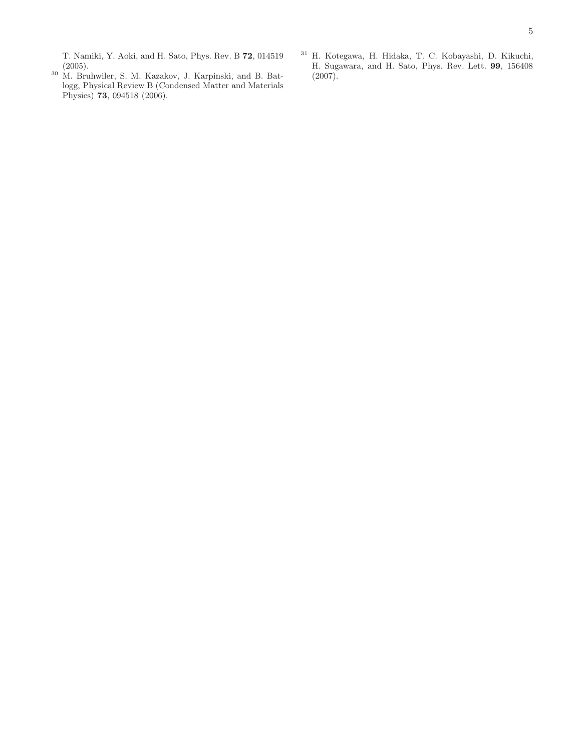T. Namiki, Y. Aoki, and H. Sato, Phys. Rev. B **72**, 014519 (2005).

[30] M. Bruhwiler, S. M. Kazakov, J. Karpinski, and B. Batlogg, Physical Review B (Condensed Matter and Materials Physics) **73**, 094518 (2006).

[31] H. Kotegawa, H. Hidaka, T. C. Kobayashi, D. Kikuchi, H. Sugawara, and H. Sato, Phys. Rev. Lett. **99**, 156408 (2007).